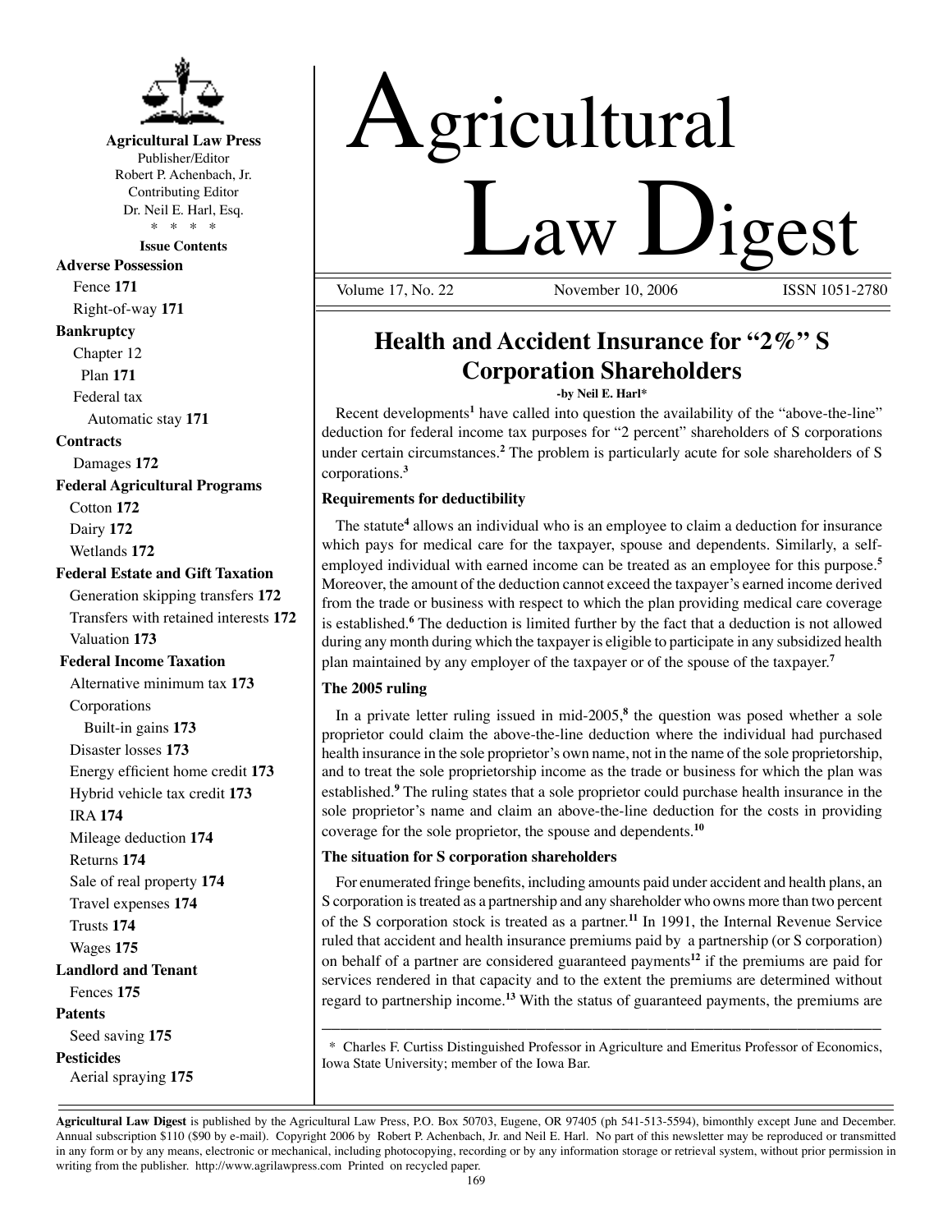**Agricultural Law Press**
Publisher/Editor
Robert P. Achenbach, Jr.
Contributing Editor
Dr. Neil E. Harl, Esq.
\* \* \* \*

**Issue Contents**

**Adverse Possession**
- Fence **171**
- Right-of-way **171**

**Bankruptcy**
- Chapter 12
  - Plan **171**
- Federal tax
  - Automatic stay **171**

**Contracts**
- Damages **172**

**Federal Agricultural Programs**
- Cotton **172**
- Dairy **172**
- Wetlands **172**

**Federal Estate and Gift Taxation**
- Generation skipping transfers **172**
- Transfers with retained interests **172**
- Valuation **173**

**Federal Income Taxation**
- Alternative minimum tax **173**
- Corporations
  - Built-in gains **173**
- Disaster losses **173**
- Energy efficient home credit **173**
- Hybrid vehicle tax credit **173**
- IRA **174**
- Mileage deduction **174**
- Returns **174**
- Sale of real property **174**
- Travel expenses **174**
- Trusts **174**
- Wages **175**

**Landlord and Tenant**
- Fences **175**

**Patents**
- Seed saving **175**

**Pesticides**
- Aerial spraying **175**

# Agricultural Law Digest

Volume 17, No. 22 November 10, 2006 ISSN 1051-2780

## Health and Accident Insurance for "2%" S Corporation Shareholders

-by Neil E. Harl*

Recent developments[1] have called into question the availability of the "above-the-line" deduction for federal income tax purposes for "2 percent" shareholders of S corporations under certain circumstances.[2] The problem is particularly acute for sole shareholders of S corporations.[3]

### Requirements for deductibility

The statute[4] allows an individual who is an employee to claim a deduction for insurance which pays for medical care for the taxpayer, spouse and dependents. Similarly, a self-employed individual with earned income can be treated as an employee for this purpose.[5] Moreover, the amount of the deduction cannot exceed the taxpayer's earned income derived from the trade or business with respect to which the plan providing medical care coverage is established.[6] The deduction is limited further by the fact that a deduction is not allowed during any month during which the taxpayer is eligible to participate in any subsidized health plan maintained by any employer of the taxpayer or of the spouse of the taxpayer.[7]

### The 2005 ruling

In a private letter ruling issued in mid-2005,[8] the question was posed whether a sole proprietor could claim the above-the-line deduction where the individual had purchased health insurance in the sole proprietor's own name, not in the name of the sole proprietorship, and to treat the sole proprietorship income as the trade or business for which the plan was established.[9] The ruling states that a sole proprietor could purchase health insurance in the sole proprietor's name and claim an above-the-line deduction for the costs in providing coverage for the sole proprietor, the spouse and dependents.[10]

### The situation for S corporation shareholders

For enumerated fringe benefits, including amounts paid under accident and health plans, an S corporation is treated as a partnership and any shareholder who owns more than two percent of the S corporation stock is treated as a partner.[11] In 1991, the Internal Revenue Service ruled that accident and health insurance premiums paid by a partnership (or S corporation) on behalf of a partner are considered guaranteed payments[12] if the premiums are paid for services rendered in that capacity and to the extent the premiums are determined without regard to partnership income.[13] With the status of guaranteed payments, the premiums are

\* Charles F. Curtiss Distinguished Professor in Agriculture and Emeritus Professor of Economics, Iowa State University; member of the Iowa Bar.

**Agricultural Law Digest** is published by the Agricultural Law Press, P.O. Box 50703, Eugene, OR 97405 (ph 541-513-5594), bimonthly except June and December. Annual subscription $110 ($90 by e-mail). Copyright 2006 by Robert P. Achenbach, Jr. and Neil E. Harl. No part of this newsletter may be reproduced or transmitted in any form or by any means, electronic or mechanical, including photocopying, recording or by any information storage or retrieval system, without prior permission in writing from the publisher. http://www.agrilawpress.com Printed on recycled paper.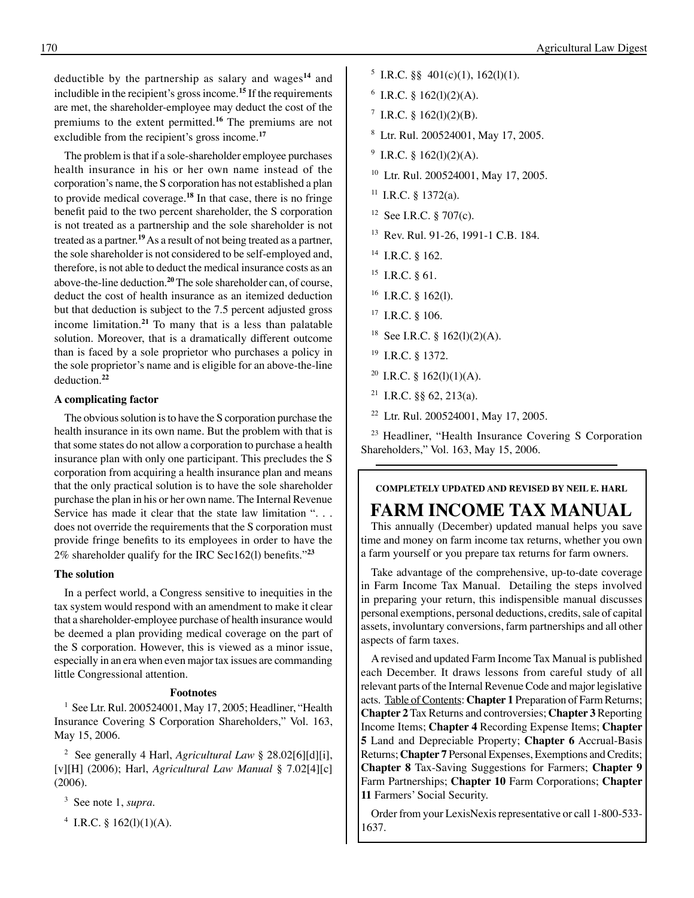deductible by the partnership as salary and wages[14] and includible in the recipient's gross income.[15] If the requirements are met, the shareholder-employee may deduct the cost of the premiums to the extent permitted.[16] The premiums are not excludible from the recipient's gross income.[17]

The problem is that if a sole-shareholder employee purchases health insurance in his or her own name instead of the corporation's name, the S corporation has not established a plan to provide medical coverage.[18] In that case, there is no fringe benefit paid to the two percent shareholder, the S corporation is not treated as a partnership and the sole shareholder is not treated as a partner.[19] As a result of not being treated as a partner, the sole shareholder is not considered to be self-employed and, therefore, is not able to deduct the medical insurance costs as an above-the-line deduction.[20] The sole shareholder can, of course, deduct the cost of health insurance as an itemized deduction but that deduction is subject to the 7.5 percent adjusted gross income limitation.[21] To many that is a less than palatable solution. Moreover, that is a dramatically different outcome than is faced by a sole proprietor who purchases a policy in the sole proprietor's name and is eligible for an above-the-line deduction.[22]

### A complicating factor

The obvious solution is to have the S corporation purchase the health insurance in its own name. But the problem with that is that some states do not allow a corporation to purchase a health insurance plan with only one participant. This precludes the S corporation from acquiring a health insurance plan and means that the only practical solution is to have the sole shareholder purchase the plan in his or her own name. The Internal Revenue Service has made it clear that the state law limitation ". . . does not override the requirements that the S corporation must provide fringe benefits to its employees in order to have the 2% shareholder qualify for the IRC Sec162(l) benefits."[23]

### The solution

In a perfect world, a Congress sensitive to inequities in the tax system would respond with an amendment to make it clear that a shareholder-employee purchase of health insurance would be deemed a plan providing medical coverage on the part of the S corporation. However, this is viewed as a minor issue, especially in an era when even major tax issues are commanding little Congressional attention.

#### Footnotes

[1] See Ltr. Rul. 200524001, May 17, 2005; Headliner, "Health Insurance Covering S Corporation Shareholders," Vol. 163, May 15, 2006.

[2] See generally 4 Harl, *Agricultural Law* § 28.02[6][d][i], [v][H] (2006); Harl, *Agricultural Law Manual* § 7.02[4][c] (2006).

[3] See note 1, *supra*.

[4] I.R.C. § 162(l)(1)(A).

[5] I.R.C. §§ 401(c)(1), 162(l)(1).

[6] I.R.C. § 162(l)(2)(A).

[7] I.R.C. § 162(l)(2)(B).

[8] Ltr. Rul. 200524001, May 17, 2005.

[9] I.R.C. § 162(l)(2)(A).

[10] Ltr. Rul. 200524001, May 17, 2005.

[11] I.R.C. § 1372(a).

[12] See I.R.C. § 707(c).

[13] Rev. Rul. 91-26, 1991-1 C.B. 184.

[14] I.R.C. § 162.

[15] I.R.C. § 61.

[16] I.R.C. § 162(l).

[17] I.R.C. § 106.

[18] See I.R.C. § 162(l)(2)(A).

[19] I.R.C. § 1372.

[20] I.R.C. § 162(l)(1)(A).

[21] I.R.C. §§ 62, 213(a).

[22] Ltr. Rul. 200524001, May 17, 2005.

[23] Headliner, "Health Insurance Covering S Corporation Shareholders," Vol. 163, May 15, 2006.

---

**COMPLETELY UPDATED AND REVISED BY NEIL E. HARL**

## FARM INCOME TAX MANUAL

This annually (December) updated manual helps you save time and money on farm income tax returns, whether you own a farm yourself or you prepare tax returns for farm owners.

Take advantage of the comprehensive, up-to-date coverage in Farm Income Tax Manual. Detailing the steps involved in preparing your return, this indispensible manual discusses personal exemptions, personal deductions, credits, sale of capital assets, involuntary conversions, farm partnerships and all other aspects of farm taxes.

A revised and updated Farm Income Tax Manual is published each December. It draws lessons from careful study of all relevant parts of the Internal Revenue Code and major legislative acts. Table of Contents: **Chapter 1** Preparation of Farm Returns; **Chapter 2** Tax Returns and controversies; **Chapter 3** Reporting Income Items; **Chapter 4** Recording Expense Items; **Chapter 5** Land and Depreciable Property; **Chapter 6** Accrual-Basis Returns; **Chapter 7** Personal Expenses, Exemptions and Credits; **Chapter 8** Tax-Saving Suggestions for Farmers; **Chapter 9** Farm Partnerships; **Chapter 10** Farm Corporations; **Chapter 11** Farmers' Social Security.

Order from your LexisNexis representative or call 1-800-533-1637.